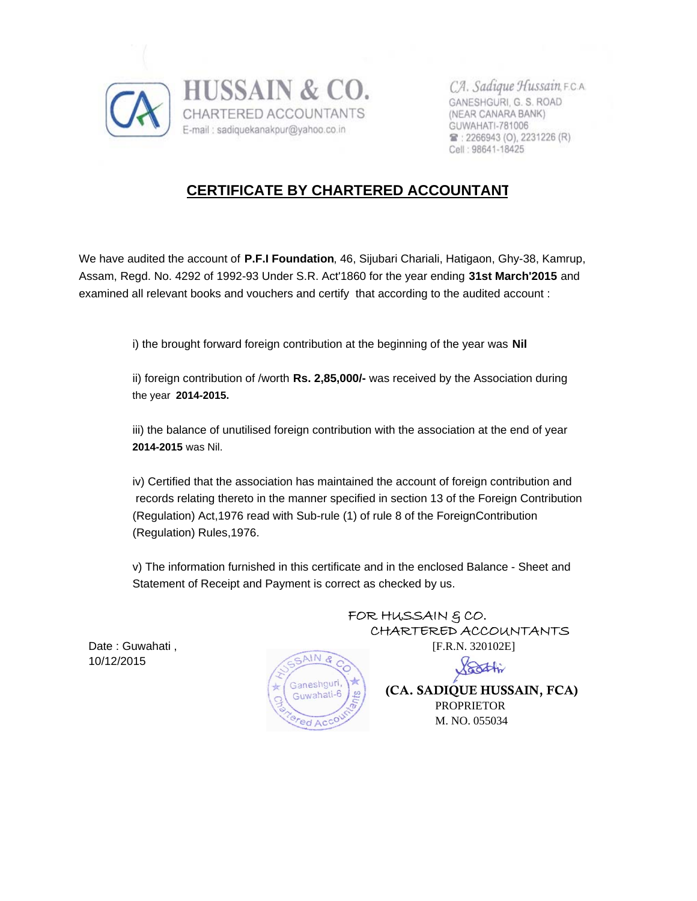**HUSSAIN & CO.**
CHARTERED ACCOUNTANTS
E-mail : sadiquekanakpur@yahoo.co.in

CA. Sadique Hussain, F.C.A.
GANESHGURI, G. S. ROAD
(NEAR CANARA BANK)
GUWAHATI-781006
☎ : 2266943 (O), 2231226 (R)
Cell : 98641-18425

## CERTIFICATE BY CHARTERED ACCOUNTANT

We have audited the account of **P.F.I Foundation**, 46, Sijubari Chariali, Hatigaon, Ghy-38, Kamrup, Assam, Regd. No. 4292 of 1992-93 Under S.R. Act'1860 for the year ending **31st March'2015** and examined all relevant books and vouchers and certify that according to the audited account :

i) the brought forward foreign contribution at the beginning of the year was **Nil**

ii) foreign contribution of /worth **Rs. 2,85,000/-** was received by the Association during the year **2014-2015.**

iii) the balance of unutilised foreign contribution with the association at the end of year **2014-2015** was Nil.

iv) Certified that the association has maintained the account of foreign contribution and records relating thereto in the manner specified in section 13 of the Foreign Contribution (Regulation) Act,1976 read with Sub-rule (1) of rule 8 of the ForeignContribution (Regulation) Rules,1976.

v) The information furnished in this certificate and in the enclosed Balance - Sheet and Statement of Receipt and Payment is correct as checked by us.

Date : Guwahati ,
10/12/2015

FOR HUSSAIN & CO.
CHARTERED ACCOUNTANTS
[F.R.N. 320102E]

(Stamp: HUSSAIN & CO., Ganeshguri, Guwahati-6, Chartered Accountants)

**(CA. SADIQUE HUSSAIN, FCA)**
PROPRIETOR
M. NO. 055034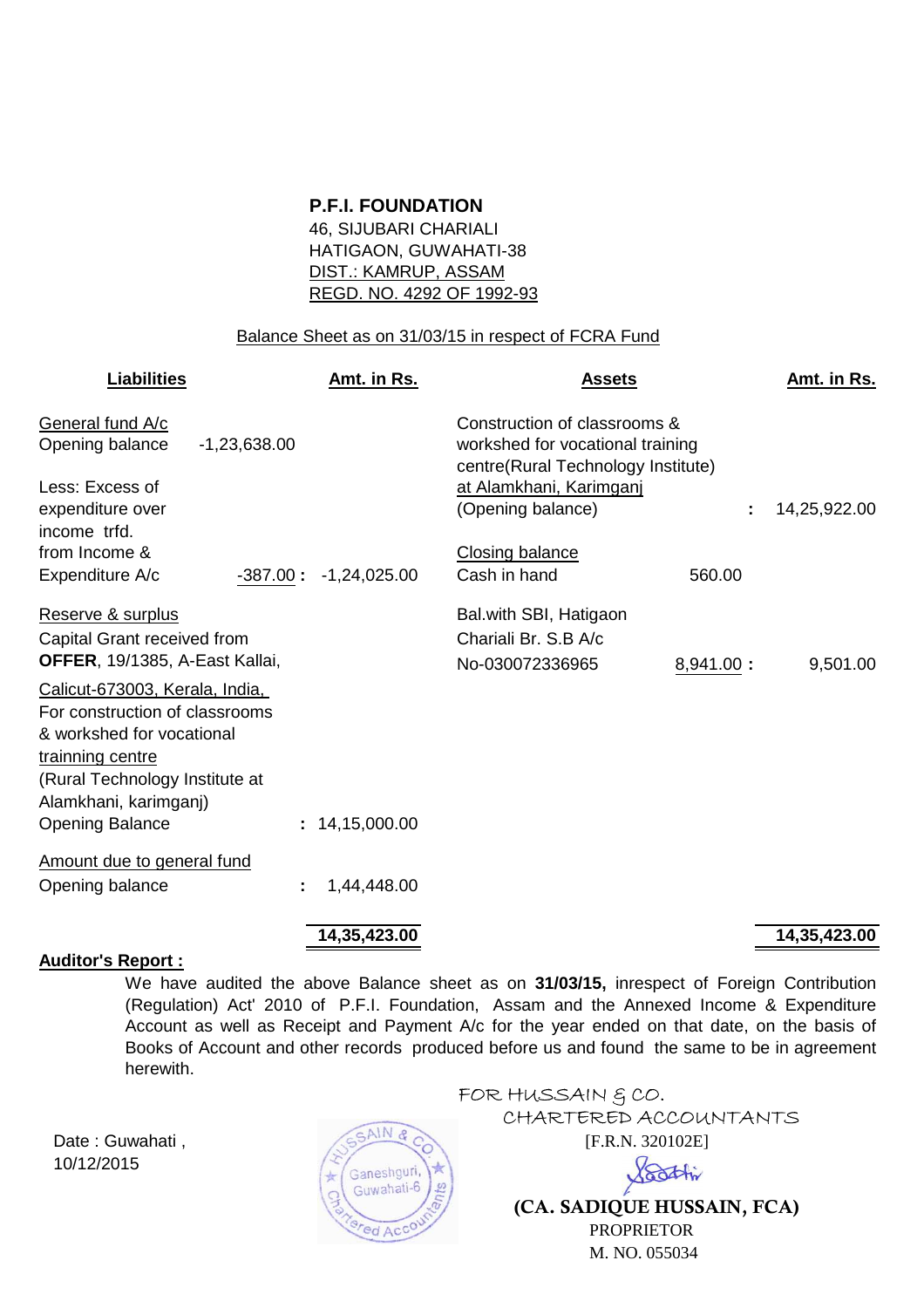**P.F.I. FOUNDATION**
46, SIJUBARI CHARIALI
HATIGAON, GUWAHATI-38
DIST.: KAMRUP, ASSAM
REGD. NO. 4292 OF 1992-93

Balance Sheet as on 31/03/15 in respect of FCRA Fund

| Liabilities | | Amt. in Rs. | Assets | | Amt. in Rs. |
|---|---|---|---|---|---|
| General fund A/c<br>Opening balance | -1,23,638.00 | | Construction of classrooms & workshed for vocational training centre(Rural Technology Institute) at Alamkhani, Karimganj<br>(Opening balance) | : | 14,25,922.00 |
| Less: Excess of expenditure over income trfd. from Income & Expenditure A/c | -387.00 : | -1,24,025.00 | Closing balance<br>Cash in hand | 560.00 | |
| Reserve & surplus<br>Capital Grant received from **OFFER**, 19/1385, A-East Kallai, | | | Bal.with SBI, Hatigaon Chariali Br. S.B A/c No-030072336965 | 8,941.00 : | 9,501.00 |
| Calicut-673003, Kerala, India, For construction of classrooms & workshed for vocational trainning centre (Rural Technology Institute at Alamkhani, karimganj)<br>Opening Balance | | : 14,15,000.00 | | | |
| Amount due to general fund<br>Opening balance | | : 1,44,448.00 | | | |
| | | **14,35,423.00** | | | **14,35,423.00** |

**Auditor's Report :**

We have audited the above Balance sheet as on **31/03/15,** inrespect of Foreign Contribution (Regulation) Act' 2010 of P.F.I. Foundation, Assam and the Annexed Income & Expenditure Account as well as Receipt and Payment A/c for the year ended on that date, on the basis of Books of Account and other records produced before us and found the same to be in agreement herewith.

Date : Guwahati ,
10/12/2015

FOR HUSSAIN & CO.
CHARTERED ACCOUNTANTS
[F.R.N. 320102E]

(CA. SADIQUE HUSSAIN, FCA)
PROPRIETOR
M. NO. 055034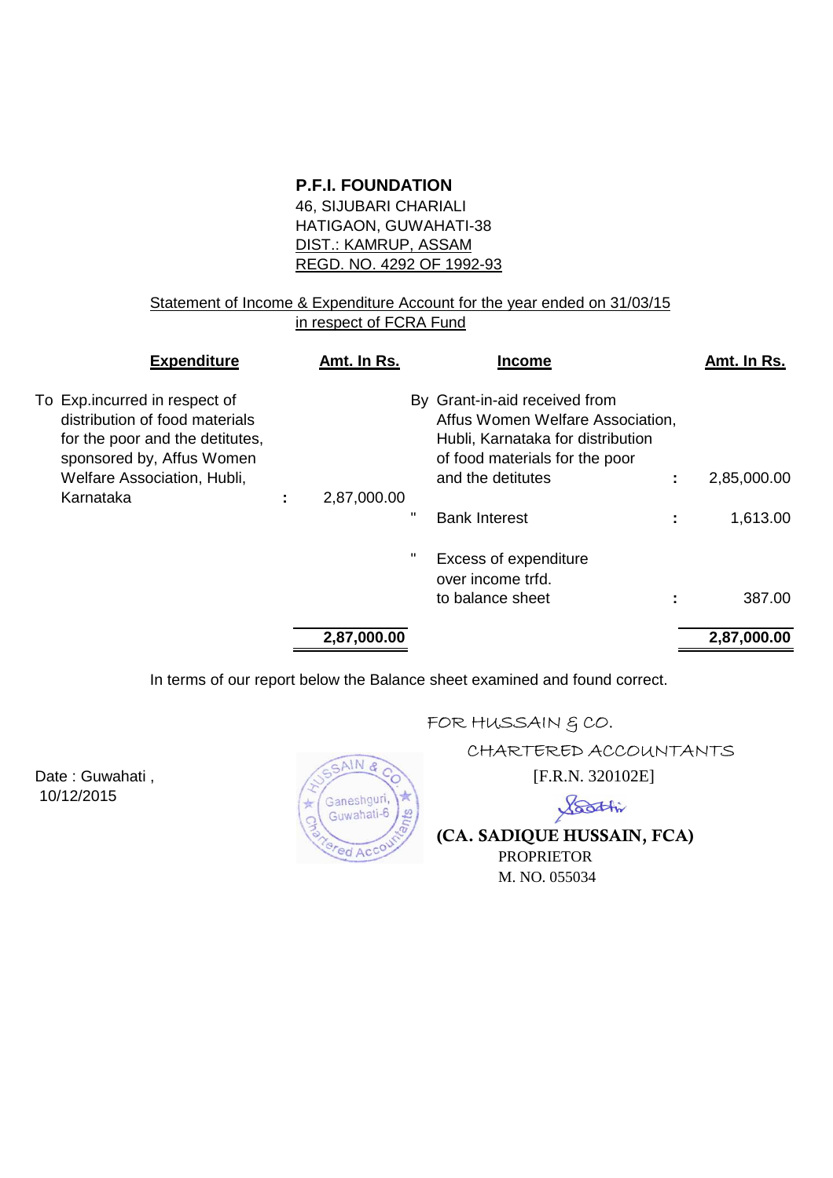**P.F.I. FOUNDATION**
46, SIJUBARI CHARIALI
HATIGAON, GUWAHATI-38
DIST.: KAMRUP, ASSAM
REGD. NO. 4292 OF 1992-93

Statement of Income & Expenditure Account for the year ended on 31/03/15
in respect of FCRA Fund

| Expenditure | | Amt. In Rs. | Income | | Amt. In Rs. |
|---|---|---|---|---|---|
| To Exp.incurred in respect of distribution of food materials for the poor and the detitutes, sponsored by, Affus Women Welfare Association, Hubli, Karnataka | : | 2,87,000.00 | By Grant-in-aid received from Affus Women Welfare Association, Hubli, Karnataka for distribution of food materials for the poor and the detitutes | : | 2,85,000.00 |
| | | | " Bank Interest | : | 1,613.00 |
| | | | " Excess of expenditure over income trfd. to balance sheet | : | 387.00 |
| | | **2,87,000.00** | | | **2,87,000.00** |

In terms of our report below the Balance sheet examined and found correct.

FOR HUSSAIN & CO.
CHARTERED ACCOUNTANTS
[F.R.N. 320102E]

**(CA. SADIQUE HUSSAIN, FCA)**
PROPRIETOR
M. NO. 055034

Date : Guwahati ,
10/12/2015

HUSSAIN & CO. Ganeshguri, Guwahati-6 Chartered Accountants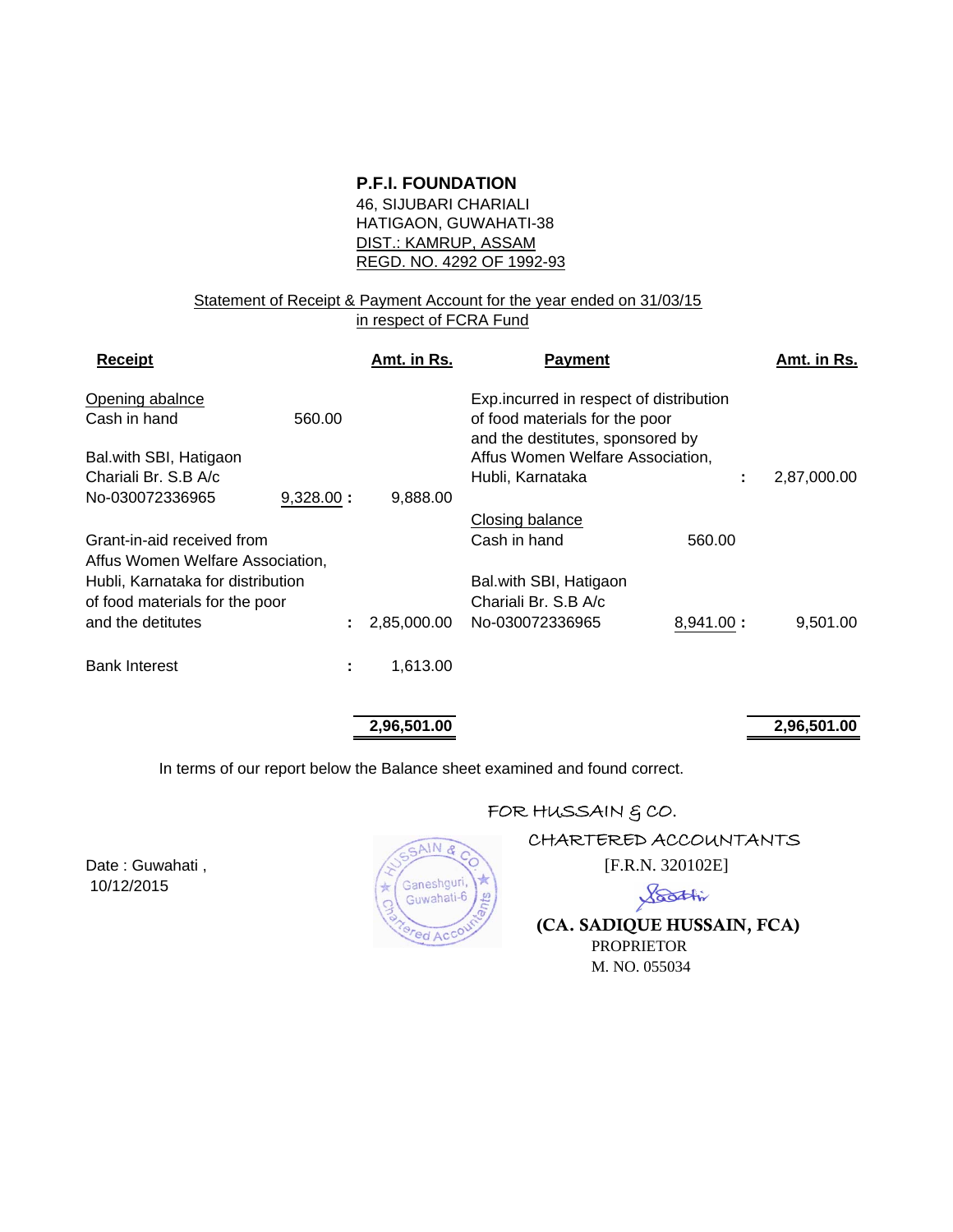**P.F.I. FOUNDATION**
46, SIJUBARI CHARIALI
HATIGAON, GUWAHATI-38
DIST.: KAMRUP, ASSAM
REGD. NO. 4292 OF 1992-93

Statement of Receipt & Payment Account for the year ended on 31/03/15
in respect of FCRA Fund

| Receipt | | Amt. in Rs. | Payment | | Amt. in Rs. |
|---|---|---|---|---|---|
| Opening abalnce | | | Exp.incurred in respect of distribution of food materials for the poor and the destitutes, sponsored by Affus Women Welfare Association, Hubli, Karnataka | : | 2,87,000.00 |
| Cash in hand | 560.00 | | | | |
| Bal.with SBI, Hatigaon Chariali Br. S.B A/c No-030072336965 | 9,328.00 : | 9,888.00 | | | |
| | | | Closing balance | | |
| Grant-in-aid received from Affus Women Welfare Association, Hubli, Karnataka for distribution of food materials for the poor and the detitutes | : | 2,85,000.00 | Cash in hand | 560.00 | |
| | | | Bal.with SBI, Hatigaon Chariali Br. S.B A/c No-030072336965 | 8,941.00 : | 9,501.00 |
| Bank Interest | : | 1,613.00 | | | |
| | | **2,96,501.00** | | | **2,96,501.00** |

In terms of our report below the Balance sheet examined and found correct.

Date : Guwahati ,
10/12/2015

FOR HUSSAIN & CO.
CHARTERED ACCOUNTANTS
[F.R.N. 320102E]

(HUSSAIN & CO. Ganeshguri, Guwahati-6 Chartered Accountants)

**(CA. SADIQUE HUSSAIN, FCA)**
PROPRIETOR
M. NO. 055034